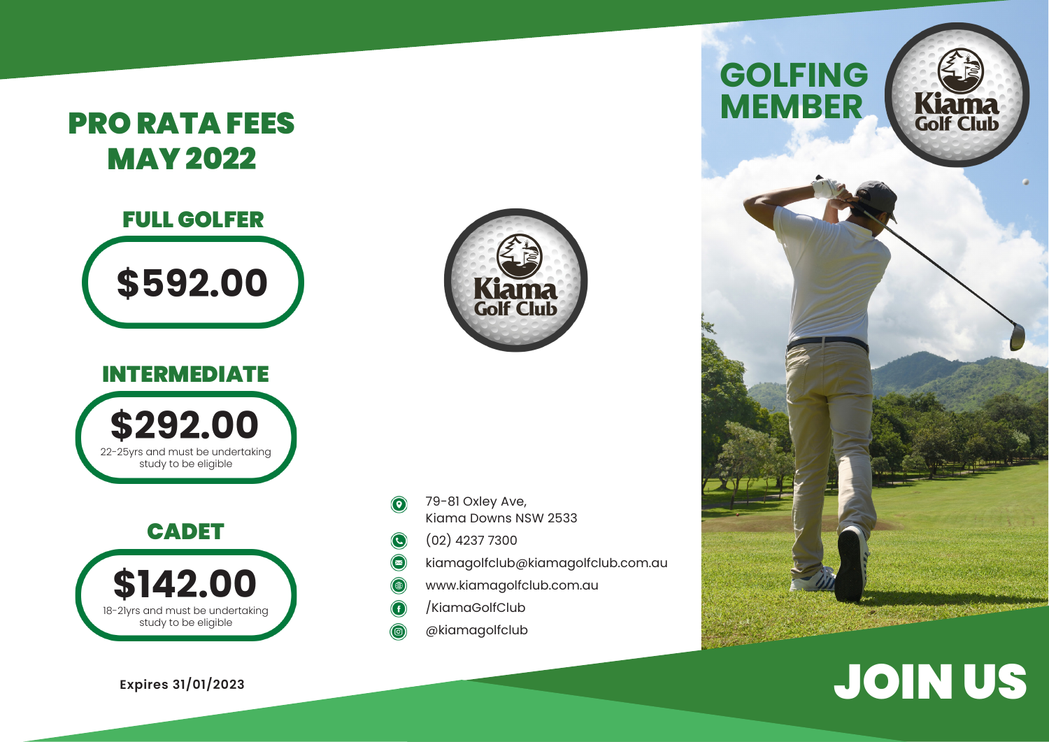# PRO RATA FEES MAY 2022

## FULL GOLFER

**$592.00**

## INTERMEDIATE

**$292.00**

22-25yrs and must be undertaking study to be eligible

## CADET

**$142.00**

18-21yrs and must be undertaking study to be eligible

**Expires 31/01/2023**

Kiama Golf Club

79-81 Oxley Ave,
Kiama Downs NSW 2533

(02) 4237 7300

kiamagolfclub@kiamagolfclub.com.au

www.kiamagolfclub.com.au

/KiamaGolfClub

@kiamagolfclub

# GOLFING MEMBER

Kiama Golf Club

# JOIN US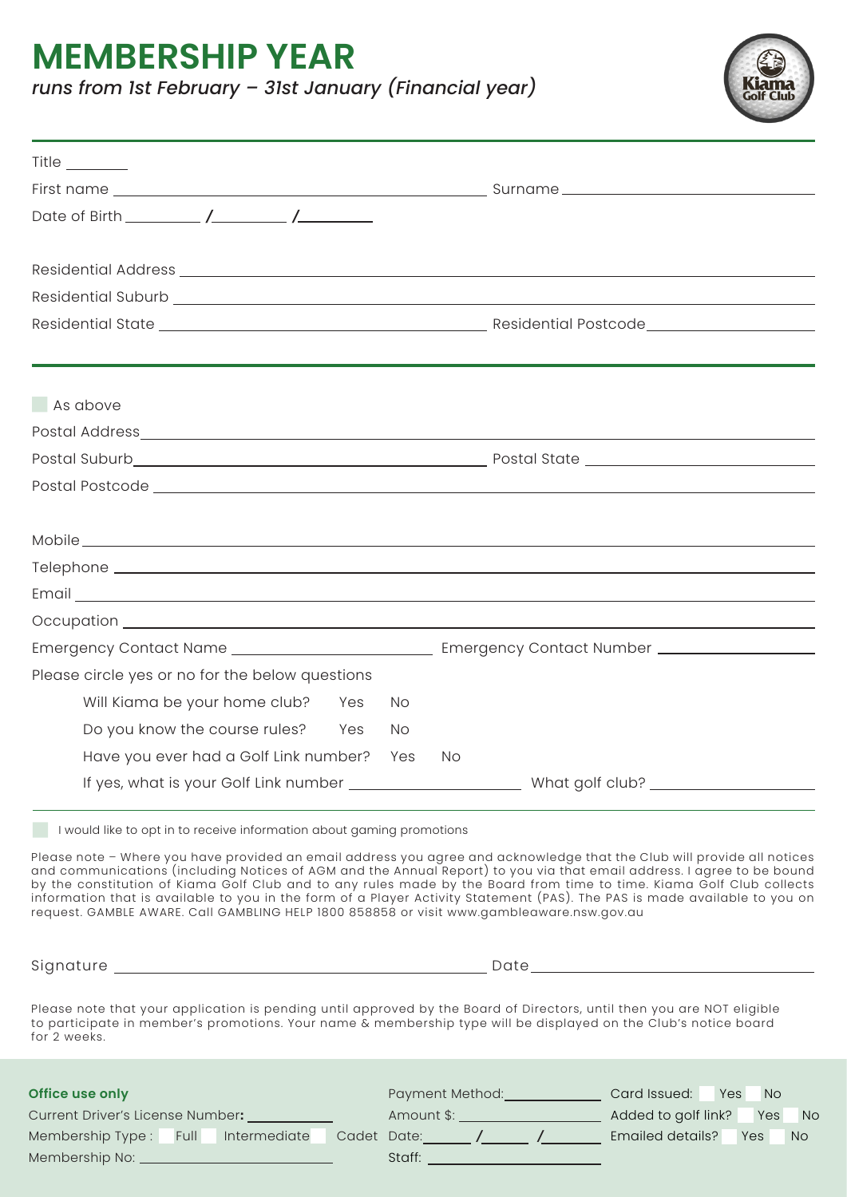# MEMBERSHIP YEAR

*runs from 1st February – 31st January (Financial year)*

Title ________

First name ______________________________ Surname ______________________________

Date of Birth ________ / ________ / ________

Residential Address ______________________________

Residential Suburb ______________________________

Residential State ______________________________ Residential Postcode ______________________________

---

☐ As above

Postal Address ______________________________

Postal Suburb ______________________________ Postal State ______________________________

Postal Postcode ______________________________

Mobile ______________________________

Telephone ______________________________

Email ______________________________

Occupation ______________________________

Emergency Contact Name ______________________________ Emergency Contact Number ______________________________

Please circle yes or no for the below questions

- Will Kiama be your home club? Yes No
- Do you know the course rules? Yes No
- Have you ever had a Golf Link number? Yes No
- If yes, what is your Golf Link number ______________________________ What golf club? ______________________________

---

☐ I would like to opt in to receive information about gaming promotions

Please note – Where you have provided an email address you agree and acknowledge that the Club will provide all notices and communications (including Notices of AGM and the Annual Report) to you via that email address. I agree to be bound by the constitution of Kiama Golf Club and to any rules made by the Board from time to time. Kiama Golf Club collects information that is available to you in the form of a Player Activity Statement (PAS). The PAS is made available to you on request. GAMBLE AWARE. Call GAMBLING HELP 1800 858858 or visit www.gambleaware.nsw.gov.au

Signature ______________________________ Date ______________________________

Please note that your application is pending until approved by the Board of Directors, until then you are NOT eligible to participate in member's promotions. Your name & membership type will be displayed on the Club's notice board for 2 weeks.

---

**Office use only**

Current Driver's License Number: ______________________________

Membership Type : ☐ Full ☐ Intermediate ☐ Cadet

Membership No: ______________________________

Payment Method: ______________________________

Amount $: ______________________________

Date: ______ / ______ / ______

Staff: ______________________________

Card Issued: ☐ Yes ☐ No

Added to golf link? ☐ Yes ☐ No

Emailed details? ☐ Yes ☐ No